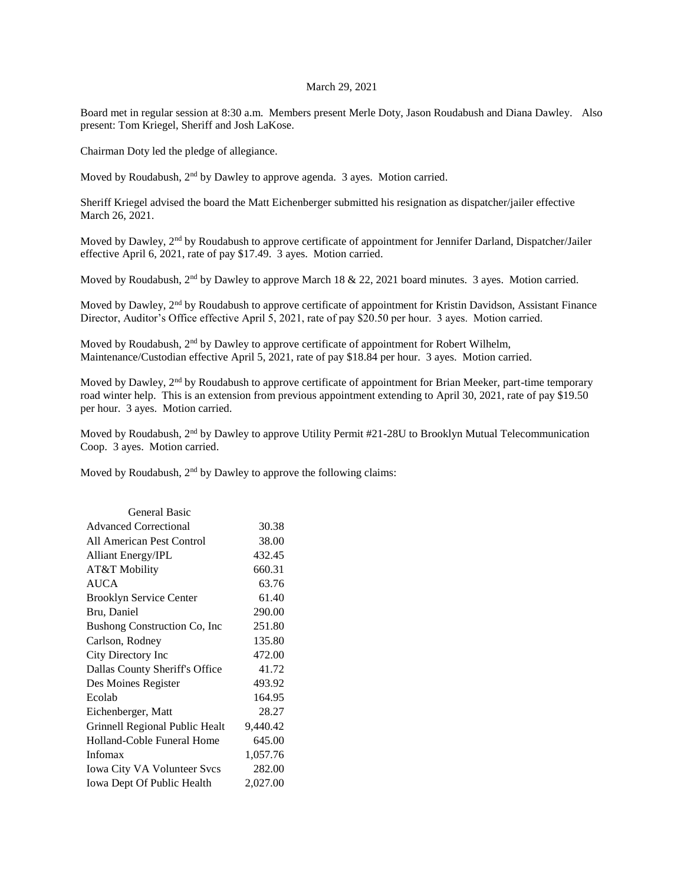March 29, 2021

Board met in regular session at 8:30 a.m. Members present Merle Doty, Jason Roudabush and Diana Dawley. Also present: Tom Kriegel, Sheriff and Josh LaKose.

Chairman Doty led the pledge of allegiance.

Moved by Roudabush, 2nd by Dawley to approve agenda. 3 ayes. Motion carried.

Sheriff Kriegel advised the board the Matt Eichenberger submitted his resignation as dispatcher/jailer effective March 26, 2021.

Moved by Dawley, 2nd by Roudabush to approve certificate of appointment for Jennifer Darland, Dispatcher/Jailer effective April 6, 2021, rate of pay $17.49. 3 ayes. Motion carried.

Moved by Roudabush, 2nd by Dawley to approve March 18 & 22, 2021 board minutes. 3 ayes. Motion carried.

Moved by Dawley, 2nd by Roudabush to approve certificate of appointment for Kristin Davidson, Assistant Finance Director, Auditor's Office effective April 5, 2021, rate of pay $20.50 per hour. 3 ayes. Motion carried.

Moved by Roudabush, 2nd by Dawley to approve certificate of appointment for Robert Wilhelm, Maintenance/Custodian effective April 5, 2021, rate of pay $18.84 per hour. 3 ayes. Motion carried.

Moved by Dawley, 2nd by Roudabush to approve certificate of appointment for Brian Meeker, part-time temporary road winter help. This is an extension from previous appointment extending to April 30, 2021, rate of pay $19.50 per hour. 3 ayes. Motion carried.

Moved by Roudabush, 2nd by Dawley to approve Utility Permit #21-28U to Brooklyn Mutual Telecommunication Coop. 3 ayes. Motion carried.

Moved by Roudabush, 2nd by Dawley to approve the following claims:

| General Basic | |
|---|---|
| Advanced Correctional | 30.38 |
| All American Pest Control | 38.00 |
| Alliant Energy/IPL | 432.45 |
| AT&T Mobility | 660.31 |
| AUCA | 63.76 |
| Brooklyn Service Center | 61.40 |
| Bru, Daniel | 290.00 |
| Bushong Construction Co, Inc | 251.80 |
| Carlson, Rodney | 135.80 |
| City Directory Inc | 472.00 |
| Dallas County Sheriff's Office | 41.72 |
| Des Moines Register | 493.92 |
| Ecolab | 164.95 |
| Eichenberger, Matt | 28.27 |
| Grinnell Regional Public Healt | 9,440.42 |
| Holland-Coble Funeral Home | 645.00 |
| Infomax | 1,057.76 |
| Iowa City VA Volunteer Svcs | 282.00 |
| Iowa Dept Of Public Health | 2,027.00 |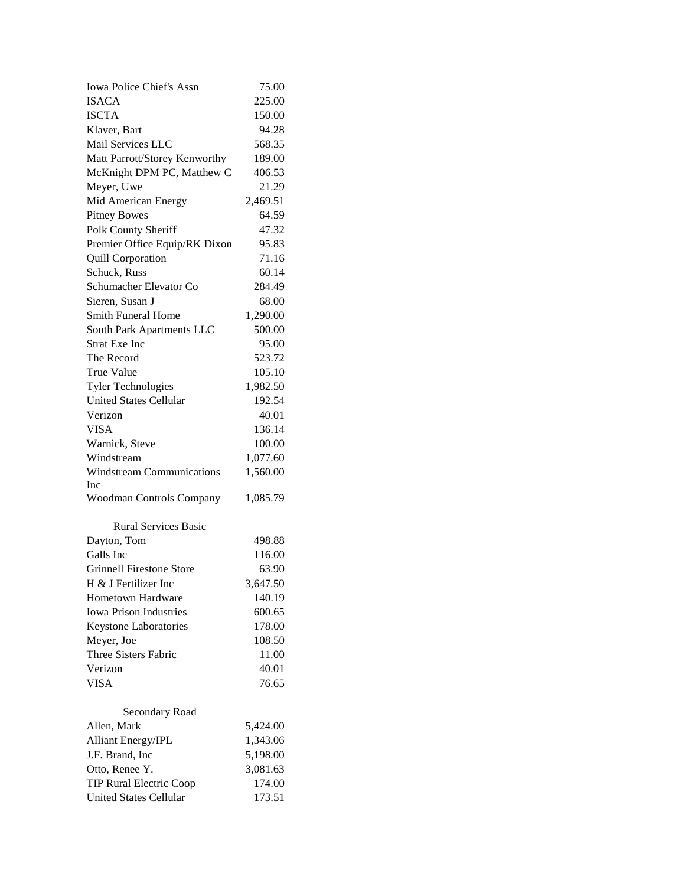| | |
|---|---|
| Iowa Police Chief's Assn | 75.00 |
| ISACA | 225.00 |
| ISCTA | 150.00 |
| Klaver, Bart | 94.28 |
| Mail Services LLC | 568.35 |
| Matt Parrott/Storey Kenworthy | 189.00 |
| McKnight DPM PC, Matthew C | 406.53 |
| Meyer, Uwe | 21.29 |
| Mid American Energy | 2,469.51 |
| Pitney Bowes | 64.59 |
| Polk County Sheriff | 47.32 |
| Premier Office Equip/RK Dixon | 95.83 |
| Quill Corporation | 71.16 |
| Schuck, Russ | 60.14 |
| Schumacher Elevator Co | 284.49 |
| Sieren, Susan J | 68.00 |
| Smith Funeral Home | 1,290.00 |
| South Park Apartments LLC | 500.00 |
| Strat Exe Inc | 95.00 |
| The Record | 523.72 |
| True Value | 105.10 |
| Tyler Technologies | 1,982.50 |
| United States Cellular | 192.54 |
| Verizon | 40.01 |
| VISA | 136.14 |
| Warnick, Steve | 100.00 |
| Windstream | 1,077.60 |
| Windstream Communications Inc | 1,560.00 |
| Woodman Controls Company | 1,085.79 |

Rural Services Basic

| | |
|---|---|
| Dayton, Tom | 498.88 |
| Galls Inc | 116.00 |
| Grinnell Firestone Store | 63.90 |
| H & J Fertilizer Inc | 3,647.50 |
| Hometown Hardware | 140.19 |
| Iowa Prison Industries | 600.65 |
| Keystone Laboratories | 178.00 |
| Meyer, Joe | 108.50 |
| Three Sisters Fabric | 11.00 |
| Verizon | 40.01 |
| VISA | 76.65 |

Secondary Road

| | |
|---|---|
| Allen, Mark | 5,424.00 |
| Alliant Energy/IPL | 1,343.06 |
| J.F. Brand, Inc | 5,198.00 |
| Otto, Renee Y. | 3,081.63 |
| TIP Rural Electric Coop | 174.00 |
| United States Cellular | 173.51 |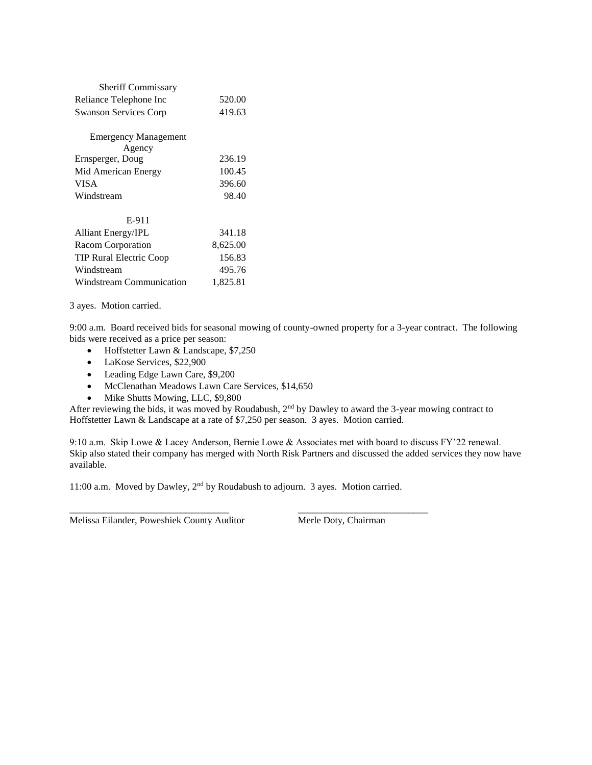| | |
|---|---|
| Sheriff Commissary | |
| Reliance Telephone Inc | 520.00 |
| Swanson Services Corp | 419.63 |
| | |
| Emergency Management Agency | |
| Ernsperger, Doug | 236.19 |
| Mid American Energy | 100.45 |
| VISA | 396.60 |
| Windstream | 98.40 |
| | |
| E-911 | |
| Alliant Energy/IPL | 341.18 |
| Racom Corporation | 8,625.00 |
| TIP Rural Electric Coop | 156.83 |
| Windstream | 495.76 |
| Windstream Communication | 1,825.81 |

3 ayes. Motion carried.

9:00 a.m. Board received bids for seasonal mowing of county-owned property for a 3-year contract. The following bids were received as a price per season:

- Hoffstetter Lawn & Landscape, $7,250
- LaKose Services, $22,900
- Leading Edge Lawn Care, $9,200
- McClenathan Meadows Lawn Care Services, $14,650
- Mike Shutts Mowing, LLC, $9,800

After reviewing the bids, it was moved by Roudabush, 2nd by Dawley to award the 3-year mowing contract to Hoffstetter Lawn & Landscape at a rate of $7,250 per season. 3 ayes. Motion carried.

9:10 a.m. Skip Lowe & Lacey Anderson, Bernie Lowe & Associates met with board to discuss FY'22 renewal. Skip also stated their company has merged with North Risk Partners and discussed the added services they now have available.

11:00 a.m. Moved by Dawley, 2nd by Roudabush to adjourn. 3 ayes. Motion carried.

\_\_\_\_\_\_\_\_\_\_\_\_\_\_\_\_\_\_\_\_\_\_\_\_\_\_\_\_\_\_\_\_ \_\_\_\_\_\_\_\_\_\_\_\_\_\_\_\_\_\_\_\_\_\_\_\_\_\_\_

Melissa Eilander, Poweshiek County Auditor Merle Doty, Chairman